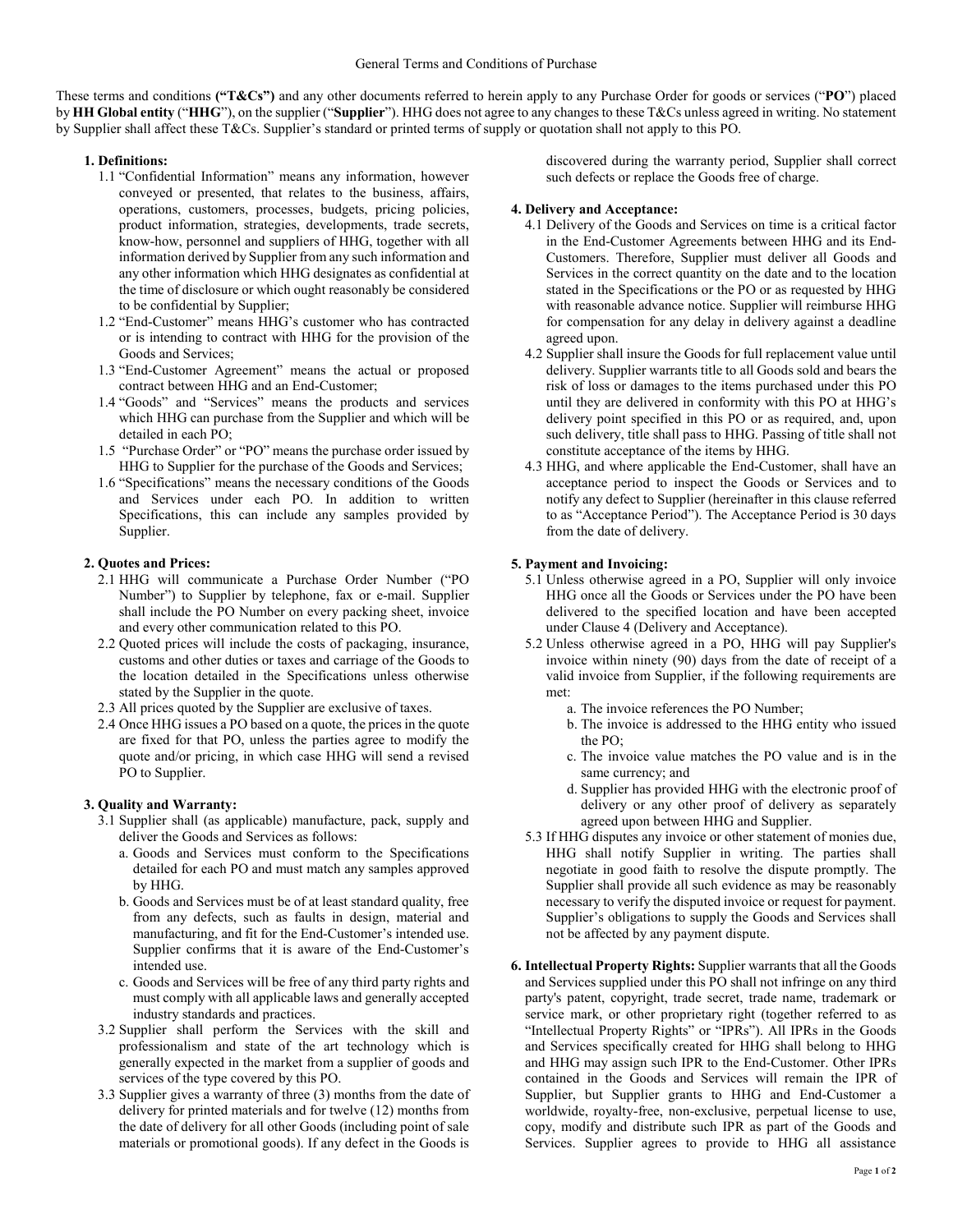# General Terms and Conditions of Purchase

These terms and conditions **("T&Cs")** and any other documents referred to herein apply to any Purchase Order for goods or services ("**PO**") placed by **HH Global entity** ("**HHG**"), on the supplier ("**Supplier**"). HHG does not agree to any changes to these T&Cs unless agreed in writing. No statement by Supplier shall affect these T&Cs. Supplier's standard or printed terms of supply or quotation shall not apply to this PO.

**1. Definitions:**

1.1 "Confidential Information" means any information, however conveyed or presented, that relates to the business, affairs, operations, customers, processes, budgets, pricing policies, product information, strategies, developments, trade secrets, know-how, personnel and suppliers of HHG, together with all information derived by Supplier from any such information and any other information which HHG designates as confidential at the time of disclosure or which ought reasonably be considered to be confidential by Supplier;

1.2 "End-Customer" means HHG's customer who has contracted or is intending to contract with HHG for the provision of the Goods and Services;

1.3 "End-Customer Agreement" means the actual or proposed contract between HHG and an End-Customer;

1.4 "Goods" and "Services" means the products and services which HHG can purchase from the Supplier and which will be detailed in each PO;

1.5 "Purchase Order" or "PO" means the purchase order issued by HHG to Supplier for the purchase of the Goods and Services;

1.6 "Specifications" means the necessary conditions of the Goods and Services under each PO. In addition to written Specifications, this can include any samples provided by Supplier.

**2. Quotes and Prices:**

2.1 HHG will communicate a Purchase Order Number ("PO Number") to Supplier by telephone, fax or e-mail. Supplier shall include the PO Number on every packing sheet, invoice and every other communication related to this PO.

2.2 Quoted prices will include the costs of packaging, insurance, customs and other duties or taxes and carriage of the Goods to the location detailed in the Specifications unless otherwise stated by the Supplier in the quote.

2.3 All prices quoted by the Supplier are exclusive of taxes.

2.4 Once HHG issues a PO based on a quote, the prices in the quote are fixed for that PO, unless the parties agree to modify the quote and/or pricing, in which case HHG will send a revised PO to Supplier.

**3. Quality and Warranty:**

3.1 Supplier shall (as applicable) manufacture, pack, supply and deliver the Goods and Services as follows:

a. Goods and Services must conform to the Specifications detailed for each PO and must match any samples approved by HHG.

b. Goods and Services must be of at least standard quality, free from any defects, such as faults in design, material and manufacturing, and fit for the End-Customer's intended use. Supplier confirms that it is aware of the End-Customer's intended use.

c. Goods and Services will be free of any third party rights and must comply with all applicable laws and generally accepted industry standards and practices.

3.2 Supplier shall perform the Services with the skill and professionalism and state of the art technology which is generally expected in the market from a supplier of goods and services of the type covered by this PO.

3.3 Supplier gives a warranty of three (3) months from the date of delivery for printed materials and for twelve (12) months from the date of delivery for all other Goods (including point of sale materials or promotional goods). If any defect in the Goods is discovered during the warranty period, Supplier shall correct such defects or replace the Goods free of charge.

**4. Delivery and Acceptance:**

4.1 Delivery of the Goods and Services on time is a critical factor in the End-Customer Agreements between HHG and its End-Customers. Therefore, Supplier must deliver all Goods and Services in the correct quantity on the date and to the location stated in the Specifications or the PO or as requested by HHG with reasonable advance notice. Supplier will reimburse HHG for compensation for any delay in delivery against a deadline agreed upon.

4.2 Supplier shall insure the Goods for full replacement value until delivery. Supplier warrants title to all Goods sold and bears the risk of loss or damages to the items purchased under this PO until they are delivered in conformity with this PO at HHG's delivery point specified in this PO or as required, and, upon such delivery, title shall pass to HHG. Passing of title shall not constitute acceptance of the items by HHG.

4.3 HHG, and where applicable the End-Customer, shall have an acceptance period to inspect the Goods or Services and to notify any defect to Supplier (hereinafter in this clause referred to as "Acceptance Period"). The Acceptance Period is 30 days from the date of delivery.

**5. Payment and Invoicing:**

5.1 Unless otherwise agreed in a PO, Supplier will only invoice HHG once all the Goods or Services under the PO have been delivered to the specified location and have been accepted under Clause 4 (Delivery and Acceptance).

5.2 Unless otherwise agreed in a PO, HHG will pay Supplier's invoice within ninety (90) days from the date of receipt of a valid invoice from Supplier, if the following requirements are met:

a. The invoice references the PO Number;

b. The invoice is addressed to the HHG entity who issued the PO;

c. The invoice value matches the PO value and is in the same currency; and

d. Supplier has provided HHG with the electronic proof of delivery or any other proof of delivery as separately agreed upon between HHG and Supplier.

5.3 If HHG disputes any invoice or other statement of monies due, HHG shall notify Supplier in writing. The parties shall negotiate in good faith to resolve the dispute promptly. The Supplier shall provide all such evidence as may be reasonably necessary to verify the disputed invoice or request for payment. Supplier's obligations to supply the Goods and Services shall not be affected by any payment dispute.

**6. Intellectual Property Rights:** Supplier warrants that all the Goods and Services supplied under this PO shall not infringe on any third party's patent, copyright, trade secret, trade name, trademark or service mark, or other proprietary right (together referred to as "Intellectual Property Rights" or "IPRs"). All IPRs in the Goods and Services specifically created for HHG shall belong to HHG and HHG may assign such IPR to the End-Customer. Other IPRs contained in the Goods and Services will remain the IPR of Supplier, but Supplier grants to HHG and End-Customer a worldwide, royalty-free, non-exclusive, perpetual license to use, copy, modify and distribute such IPR as part of the Goods and Services. Supplier agrees to provide to HHG all assistance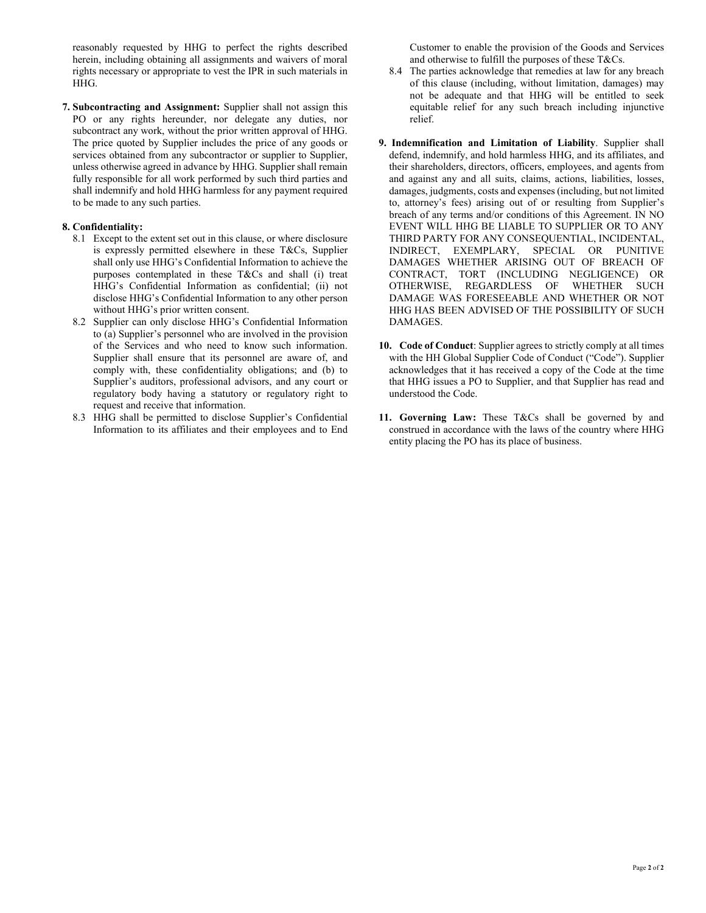reasonably requested by HHG to perfect the rights described herein, including obtaining all assignments and waivers of moral rights necessary or appropriate to vest the IPR in such materials in HHG.

**7. Subcontracting and Assignment:** Supplier shall not assign this PO or any rights hereunder, nor delegate any duties, nor subcontract any work, without the prior written approval of HHG. The price quoted by Supplier includes the price of any goods or services obtained from any subcontractor or supplier to Supplier, unless otherwise agreed in advance by HHG. Supplier shall remain fully responsible for all work performed by such third parties and shall indemnify and hold HHG harmless for any payment required to be made to any such parties.

**8. Confidentiality:**

8.1 Except to the extent set out in this clause, or where disclosure is expressly permitted elsewhere in these T&Cs, Supplier shall only use HHG's Confidential Information to achieve the purposes contemplated in these T&Cs and shall (i) treat HHG's Confidential Information as confidential; (ii) not disclose HHG's Confidential Information to any other person without HHG's prior written consent.

8.2 Supplier can only disclose HHG's Confidential Information to (a) Supplier's personnel who are involved in the provision of the Services and who need to know such information. Supplier shall ensure that its personnel are aware of, and comply with, these confidentiality obligations; and (b) to Supplier's auditors, professional advisors, and any court or regulatory body having a statutory or regulatory right to request and receive that information.

8.3 HHG shall be permitted to disclose Supplier's Confidential Information to its affiliates and their employees and to End Customer to enable the provision of the Goods and Services and otherwise to fulfill the purposes of these T&Cs.

8.4 The parties acknowledge that remedies at law for any breach of this clause (including, without limitation, damages) may not be adequate and that HHG will be entitled to seek equitable relief for any such breach including injunctive relief.

**9. Indemnification and Limitation of Liability**. Supplier shall defend, indemnify, and hold harmless HHG, and its affiliates, and their shareholders, directors, officers, employees, and agents from and against any and all suits, claims, actions, liabilities, losses, damages, judgments, costs and expenses (including, but not limited to, attorney's fees) arising out of or resulting from Supplier's breach of any terms and/or conditions of this Agreement. IN NO EVENT WILL HHG BE LIABLE TO SUPPLIER OR TO ANY THIRD PARTY FOR ANY CONSEQUENTIAL, INCIDENTAL, INDIRECT, EXEMPLARY, SPECIAL OR PUNITIVE DAMAGES WHETHER ARISING OUT OF BREACH OF CONTRACT, TORT (INCLUDING NEGLIGENCE) OR OTHERWISE, REGARDLESS OF WHETHER SUCH DAMAGE WAS FORESEEABLE AND WHETHER OR NOT HHG HAS BEEN ADVISED OF THE POSSIBILITY OF SUCH DAMAGES.

**10. Code of Conduct**: Supplier agrees to strictly comply at all times with the HH Global Supplier Code of Conduct ("Code"). Supplier acknowledges that it has received a copy of the Code at the time that HHG issues a PO to Supplier, and that Supplier has read and understood the Code.

**11. Governing Law:** These T&Cs shall be governed by and construed in accordance with the laws of the country where HHG entity placing the PO has its place of business.